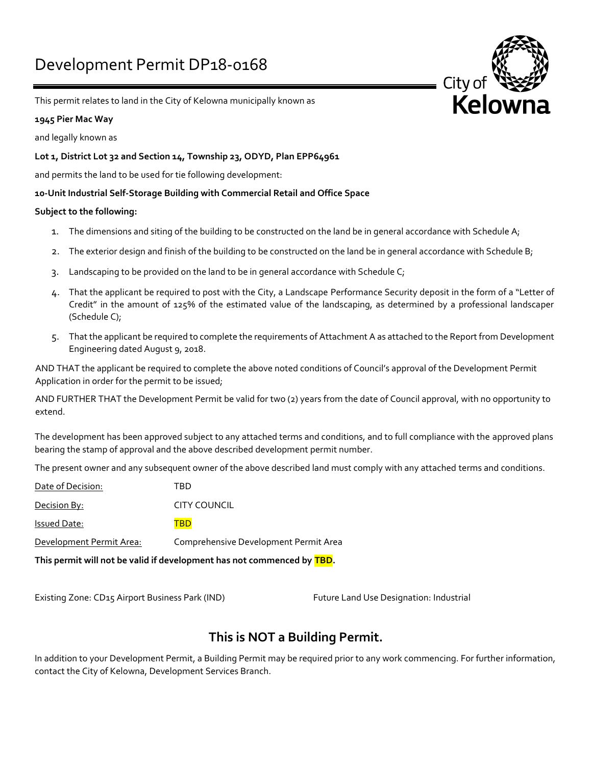# Development Permit DP18-0168

This permit relates to land in the City of Kelowna municipally known as

**1945 Pier Mac Way**

and legally known as

**Lot 1, District Lot 32 and Section 14, Township 23, ODYD, Plan EPP64961**

and permits the land to be used for tie following development:

**10-Unit Industrial Self-Storage Building with Commercial Retail and Office Space**

**Subject to the following:**

1. The dimensions and siting of the building to be constructed on the land be in general accordance with Schedule A;
2. The exterior design and finish of the building to be constructed on the land be in general accordance with Schedule B;
3. Landscaping to be provided on the land to be in general accordance with Schedule C;
4. That the applicant be required to post with the City, a Landscape Performance Security deposit in the form of a "Letter of Credit" in the amount of 125% of the estimated value of the landscaping, as determined by a professional landscaper (Schedule C);
5. That the applicant be required to complete the requirements of Attachment A as attached to the Report from Development Engineering dated August 9, 2018.

AND THAT the applicant be required to complete the above noted conditions of Council's approval of the Development Permit Application in order for the permit to be issued;

AND FURTHER THAT the Development Permit be valid for two (2) years from the date of Council approval, with no opportunity to extend.

The development has been approved subject to any attached terms and conditions, and to full compliance with the approved plans bearing the stamp of approval and the above described development permit number.

The present owner and any subsequent owner of the above described land must comply with any attached terms and conditions.

Date of Decision: TBD

Decision By: CITY COUNCIL

Issued Date: TBD

Development Permit Area: Comprehensive Development Permit Area

**This permit will not be valid if development has not commenced by TBD.**

Existing Zone: CD15 Airport Business Park (IND)

Future Land Use Designation: Industrial

## This is NOT a Building Permit.

In addition to your Development Permit, a Building Permit may be required prior to any work commencing. For further information, contact the City of Kelowna, Development Services Branch.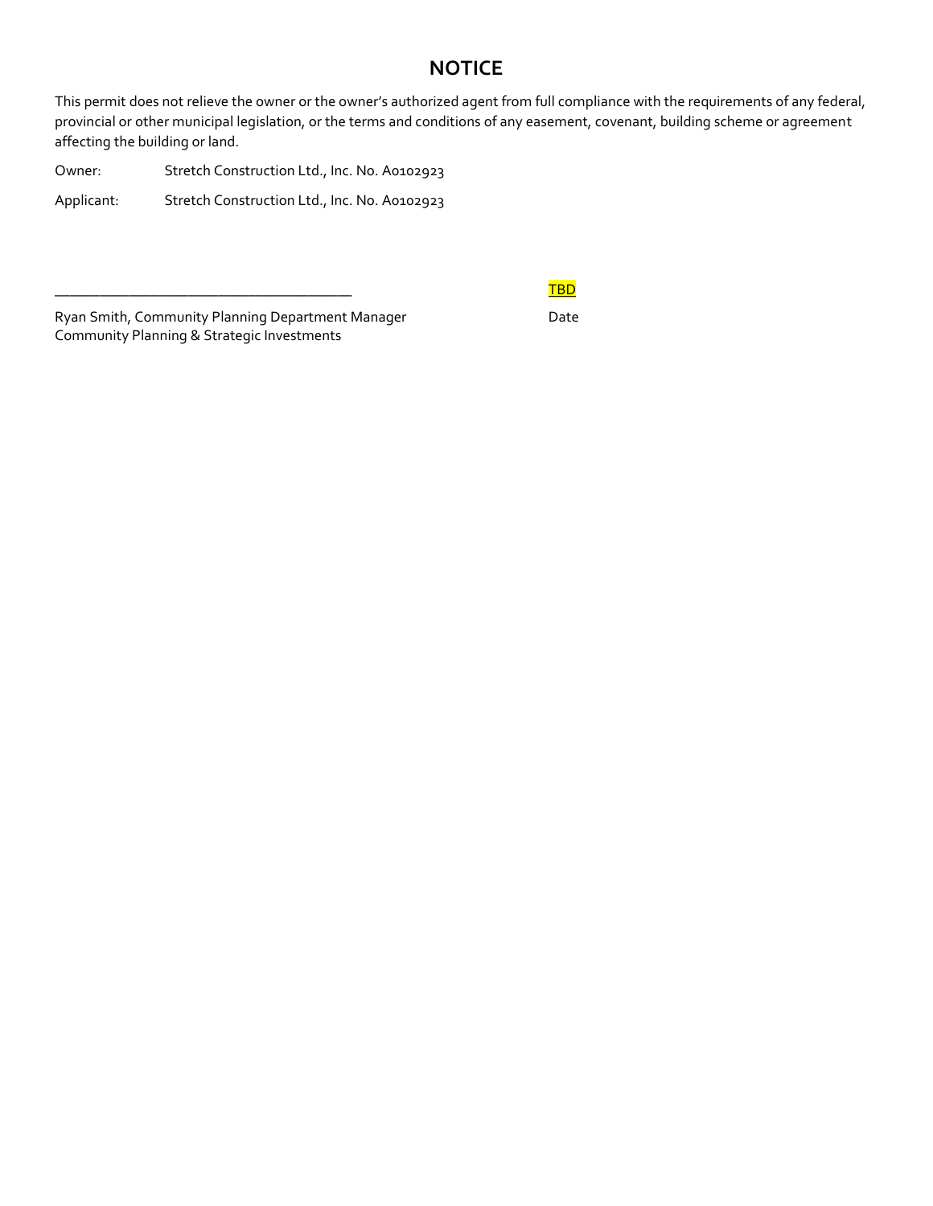# NOTICE

This permit does not relieve the owner or the owner's authorized agent from full compliance with the requirements of any federal, provincial or other municipal legislation, or the terms and conditions of any easement, covenant, building scheme or agreement affecting the building or land.

Owner: Stretch Construction Ltd., Inc. No. A0102923

Applicant: Stretch Construction Ltd., Inc. No. A0102923

_______________________________________ TBD

Ryan Smith, Community Planning Department Manager Date
Community Planning & Strategic Investments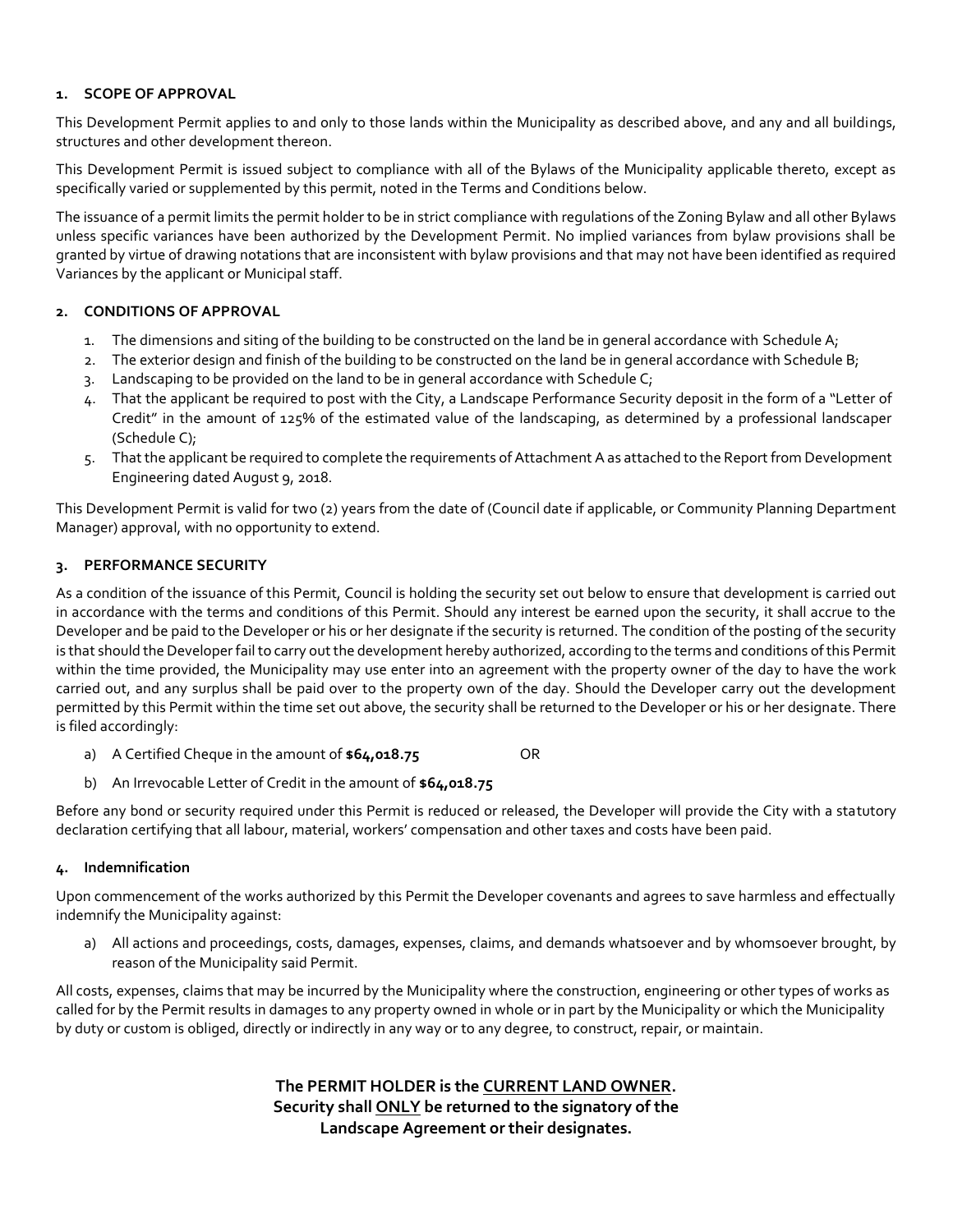## 1. SCOPE OF APPROVAL

This Development Permit applies to and only to those lands within the Municipality as described above, and any and all buildings, structures and other development thereon.

This Development Permit is issued subject to compliance with all of the Bylaws of the Municipality applicable thereto, except as specifically varied or supplemented by this permit, noted in the Terms and Conditions below.

The issuance of a permit limits the permit holder to be in strict compliance with regulations of the Zoning Bylaw and all other Bylaws unless specific variances have been authorized by the Development Permit. No implied variances from bylaw provisions shall be granted by virtue of drawing notations that are inconsistent with bylaw provisions and that may not have been identified as required Variances by the applicant or Municipal staff.

## 2. CONDITIONS OF APPROVAL

1. The dimensions and siting of the building to be constructed on the land be in general accordance with Schedule A;
2. The exterior design and finish of the building to be constructed on the land be in general accordance with Schedule B;
3. Landscaping to be provided on the land to be in general accordance with Schedule C;
4. That the applicant be required to post with the City, a Landscape Performance Security deposit in the form of a "Letter of Credit" in the amount of 125% of the estimated value of the landscaping, as determined by a professional landscaper (Schedule C);
5. That the applicant be required to complete the requirements of Attachment A as attached to the Report from Development Engineering dated August 9, 2018.

This Development Permit is valid for two (2) years from the date of (Council date if applicable, or Community Planning Department Manager) approval, with no opportunity to extend.

## 3. PERFORMANCE SECURITY

As a condition of the issuance of this Permit, Council is holding the security set out below to ensure that development is carried out in accordance with the terms and conditions of this Permit. Should any interest be earned upon the security, it shall accrue to the Developer and be paid to the Developer or his or her designate if the security is returned. The condition of the posting of the security is that should the Developer fail to carry out the development hereby authorized, according to the terms and conditions of this Permit within the time provided, the Municipality may use enter into an agreement with the property owner of the day to have the work carried out, and any surplus shall be paid over to the property own of the day. Should the Developer carry out the development permitted by this Permit within the time set out above, the security shall be returned to the Developer or his or her designate. There is filed accordingly:

a) A Certified Cheque in the amount of **$64,018.75** OR

b) An Irrevocable Letter of Credit in the amount of **$64,018.75**

Before any bond or security required under this Permit is reduced or released, the Developer will provide the City with a statutory declaration certifying that all labour, material, workers' compensation and other taxes and costs have been paid.

## 4. Indemnification

Upon commencement of the works authorized by this Permit the Developer covenants and agrees to save harmless and effectually indemnify the Municipality against:

a) All actions and proceedings, costs, damages, expenses, claims, and demands whatsoever and by whomsoever brought, by reason of the Municipality said Permit.

All costs, expenses, claims that may be incurred by the Municipality where the construction, engineering or other types of works as called for by the Permit results in damages to any property owned in whole or in part by the Municipality or which the Municipality by duty or custom is obliged, directly or indirectly in any way or to any degree, to construct, repair, or maintain.

**The PERMIT HOLDER is the CURRENT LAND OWNER.**
**Security shall ONLY be returned to the signatory of the Landscape Agreement or their designates.**